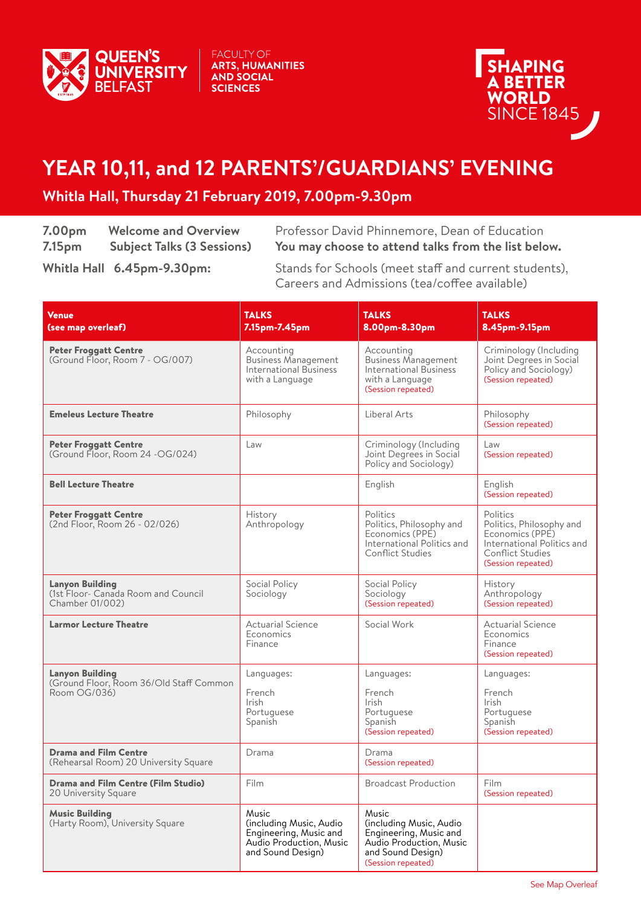QUEEN'S UNIVERSITY BELFAST

FACULTY OF ARTS, HUMANITIES AND SOCIAL SCIENCES

SHAPING A BETTER WORLD SINCE 1845

# YEAR 10,11, and 12 PARENTS'/GUARDIANS' EVENING

## Whitla Hall, Thursday 21 February 2019, 7.00pm-9.30pm

**7.00pm Welcome and Overview** — Professor David Phinnemore, Dean of Education

**7.15pm Subject Talks (3 Sessions)** — **You may choose to attend talks from the list below.**

**Whitla Hall 6.45pm-9.30pm:** Stands for Schools (meet staff and current students), Careers and Admissions (tea/coffee available)

| Venue (see map overleaf) | TALKS 7.15pm-7.45pm | TALKS 8.00pm-8.30pm | TALKS 8.45pm-9.15pm |
|---|---|---|---|
| **Peter Froggatt Centre** (Ground Floor, Room 7 - OG/007) | Accounting<br>Business Management<br>International Business with a Language | Accounting<br>Business Management<br>International Business with a Language<br>(Session repeated) | Criminology (Including Joint Degrees in Social Policy and Sociology)<br>(Session repeated) |
| **Emeleus Lecture Theatre** | Philosophy | Liberal Arts | Philosophy<br>(Session repeated) |
| **Peter Froggatt Centre** (Ground Floor, Room 24 -OG/024) | Law | Criminology (Including Joint Degrees in Social Policy and Sociology) | Law<br>(Session repeated) |
| **Bell Lecture Theatre** | | English | English<br>(Session repeated) |
| **Peter Froggatt Centre** (2nd Floor, Room 26 - 02/026) | History<br>Anthropology | Politics<br>Politics, Philosophy and Economics (PPE)<br>International Politics and Conflict Studies | Politics<br>Politics, Philosophy and Economics (PPE)<br>International Politics and Conflict Studies<br>(Session repeated) |
| **Lanyon Building** (1st Floor- Canada Room and Council Chamber 01/002) | Social Policy<br>Sociology | Social Policy<br>Sociology<br>(Session repeated) | History<br>Anthropology<br>(Session repeated) |
| **Larmor Lecture Theatre** | Actuarial Science<br>Economics<br>Finance | Social Work | Actuarial Science<br>Economics<br>Finance<br>(Session repeated) |
| **Lanyon Building** (Ground Floor, Room 36/Old Staff Common Room OG/036) | Languages:<br>French<br>Irish<br>Portuguese<br>Spanish | Languages:<br>French<br>Irish<br>Portuguese<br>Spanish<br>(Session repeated) | Languages:<br>French<br>Irish<br>Portuguese<br>Spanish<br>(Session repeated) |
| **Drama and Film Centre** (Rehearsal Room) 20 University Square | Drama | Drama<br>(Session repeated) | |
| **Drama and Film Centre (Film Studio)** 20 University Square | Film | Broadcast Production | Film<br>(Session repeated) |
| **Music Building** (Harty Room), University Square | Music (including Music, Audio Engineering, Music and Audio Production, Music and Sound Design) | Music (including Music, Audio Engineering, Music and Audio Production, Music and Sound Design)<br>(Session repeated) | |

See Map Overleaf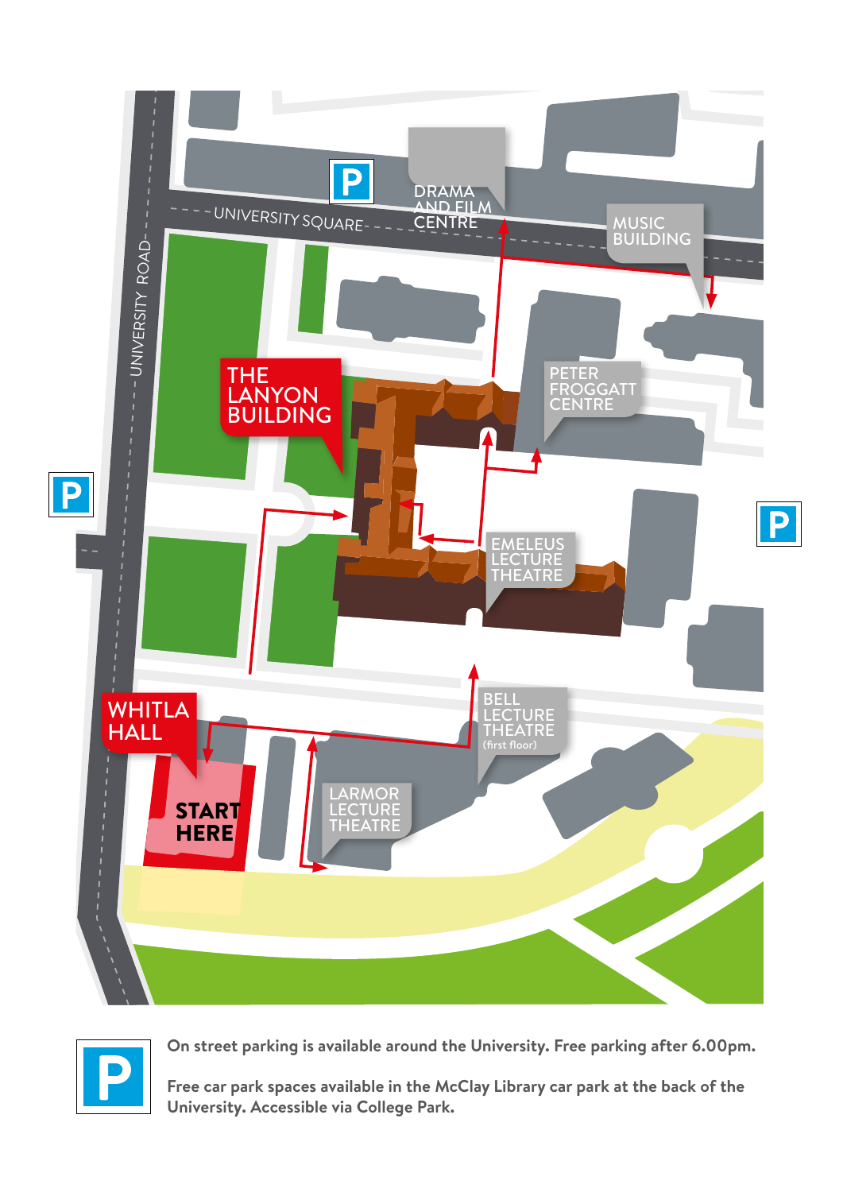P

UNIVERSITY SQUARE

UNIVERSITY ROAD

DRAMA AND FILM CENTRE

MUSIC BUILDING

THE LANYON BUILDING

PETER FROGGATT CENTRE

P

P

EMELEUS LECTURE THEATRE

WHITLA HALL

BELL LECTURE THEATRE (first floor)

START HERE

LARMOR LECTURE THEATRE

P

**On street parking is available around the University. Free parking after 6.00pm.**

**Free car park spaces available in the McClay Library car park at the back of the University. Accessible via College Park.**